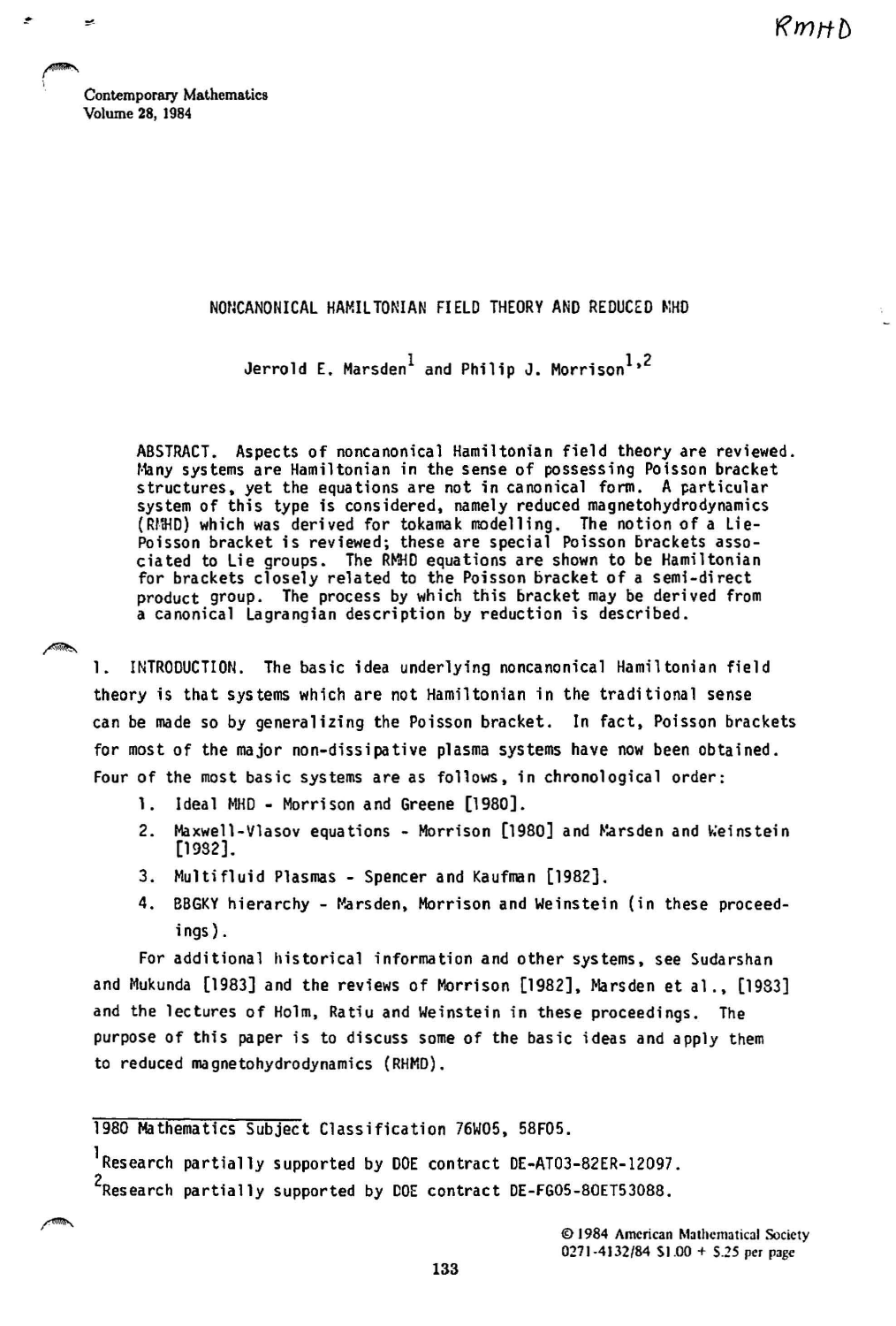Contemporary Mathematics
Volume 28, 1984

# NONCANONICAL HAMILTONIAN FIELD THEORY AND REDUCED MHD

Jerrold E. Marsden[1] and Philip J. Morrison[1,2]

ABSTRACT. Aspects of noncanonical Hamiltonian field theory are reviewed. Many systems are Hamiltonian in the sense of possessing Poisson bracket structures, yet the equations are not in canonical form. A particular system of this type is considered, namely reduced magnetohydrodynamics (RMHD) which was derived for tokamak modelling. The notion of a Lie-Poisson bracket is reviewed; these are special Poisson brackets associated to Lie groups. The RMHD equations are shown to be Hamiltonian for brackets closely related to the Poisson bracket of a semi-direct product group. The process by which this bracket may be derived from a canonical Lagrangian description by reduction is described.

## 1. INTRODUCTION.

The basic idea underlying noncanonical Hamiltonian field theory is that systems which are not Hamiltonian in the traditional sense can be made so by generalizing the Poisson bracket. In fact, Poisson brackets for most of the major non-dissipative plasma systems have now been obtained. Four of the most basic systems are as follows, in chronological order:

1. Ideal MHD - Morrison and Greene [1980].
2. Maxwell-Vlasov equations - Morrison [1980] and Marsden and Weinstein [1982].
3. Multifluid Plasmas - Spencer and Kaufman [1982].
4. BBGKY hierarchy - Marsden, Morrison and Weinstein (in these proceedings).

For additional historical information and other systems, see Sudarshan and Mukunda [1983] and the reviews of Morrison [1982], Marsden et al., [1983] and the lectures of Holm, Ratiu and Weinstein in these proceedings. The purpose of this paper is to discuss some of the basic ideas and apply them to reduced magnetohydrodynamics (RHMD).

---

1980 Mathematics Subject Classification 76W05, 58F05.

[1]Research partially supported by DOE contract DE-AT03-82ER-12097.

[2]Research partially supported by DOE contract DE-FG05-80ET53088.

© 1984 American Mathematical Society
0271-4132/84 $1.00 + $.25 per page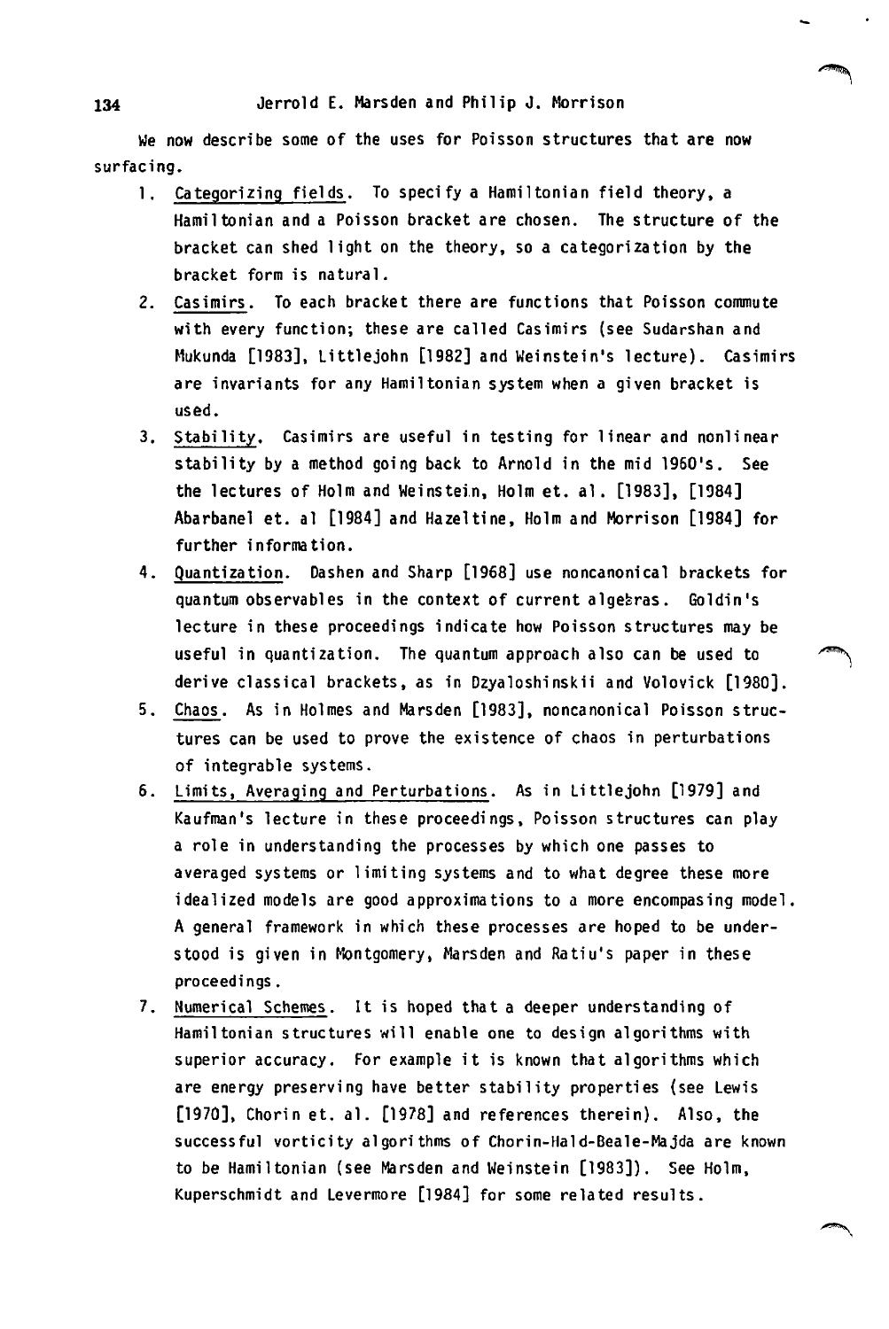We now describe some of the uses for Poisson structures that are now surfacing.

1. Categorizing fields. To specify a Hamiltonian field theory, a Hamiltonian and a Poisson bracket are chosen. The structure of the bracket can shed light on the theory, so a categorization by the bracket form is natural.
2. Casimirs. To each bracket there are functions that Poisson commute with every function; these are called Casimirs (see Sudarshan and Mukunda [1983], Littlejohn [1982] and Weinstein's lecture). Casimirs are invariants for any Hamiltonian system when a given bracket is used.
3. Stability. Casimirs are useful in testing for linear and nonlinear stability by a method going back to Arnold in the mid 1960's. See the lectures of Holm and Weinstein, Holm et. al. [1983], [1984] Abarbanel et. al [1984] and Hazeltine, Holm and Morrison [1984] for further information.
4. Quantization. Dashen and Sharp [1968] use noncanonical brackets for quantum observables in the context of current algebras. Goldin's lecture in these proceedings indicate how Poisson structures may be useful in quantization. The quantum approach also can be used to derive classical brackets, as in Dzyaloshinskii and Volovick [1980].
5. Chaos. As in Holmes and Marsden [1983], noncanonical Poisson structures can be used to prove the existence of chaos in perturbations of integrable systems.
6. Limits, Averaging and Perturbations. As in Littlejohn [1979] and Kaufman's lecture in these proceedings, Poisson structures can play a role in understanding the processes by which one passes to averaged systems or limiting systems and to what degree these more idealized models are good approximations to a more encompasing model. A general framework in which these processes are hoped to be understood is given in Montgomery, Marsden and Ratiu's paper in these proceedings.
7. Numerical Schemes. It is hoped that a deeper understanding of Hamiltonian structures will enable one to design algorithms with superior accuracy. For example it is known that algorithms which are energy preserving have better stability properties (see Lewis [1970], Chorin et. al. [1978] and references therein). Also, the successful vorticity algorithms of Chorin-Hald-Beale-Majda are known to be Hamiltonian (see Marsden and Weinstein [1983]). See Holm, Kuperschmidt and Levermore [1984] for some related results.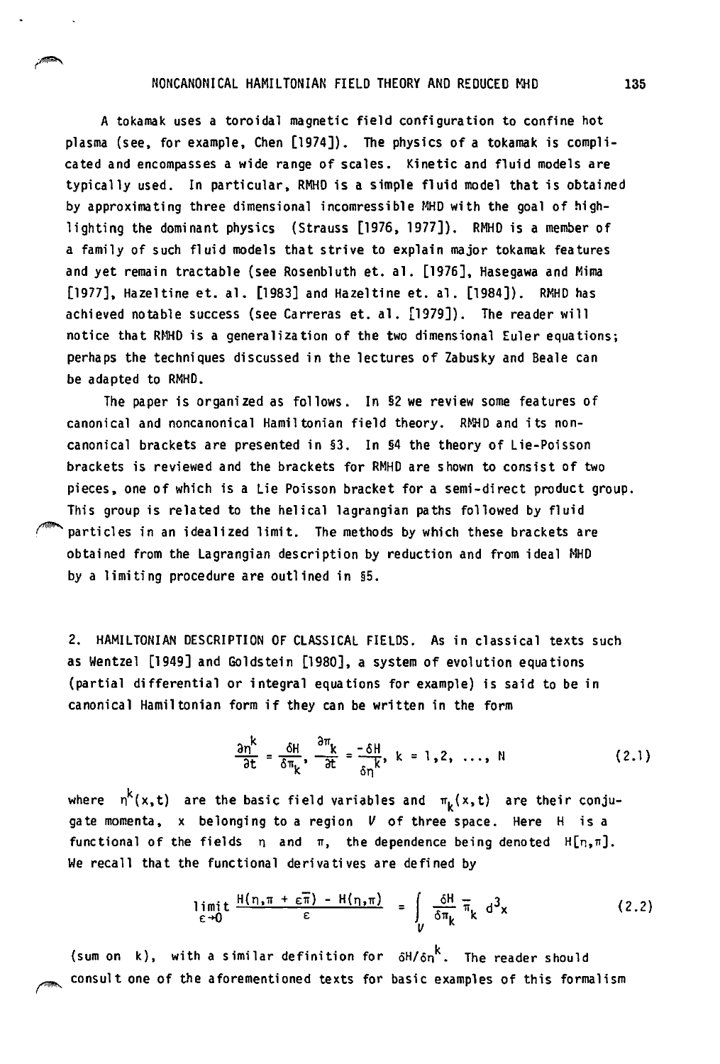A tokamak uses a toroidal magnetic field configuration to confine hot plasma (see, for example, Chen [1974]). The physics of a tokamak is complicated and encompasses a wide range of scales. Kinetic and fluid models are typically used. In particular, RMHD is a simple fluid model that is obtained by approximating three dimensional incompressible MHD with the goal of highlighting the dominant physics (Strauss [1976, 1977]). RMHD is a member of a family of such fluid models that strive to explain major tokamak features and yet remain tractable (see Rosenbluth et. al. [1976], Hasegawa and Mima [1977], Hazeltine et. al. [1983] and Hazeltine et. al. [1984]). RMHD has achieved notable success (see Carreras et. al. [1979]). The reader will notice that RMHD is a generalization of the two dimensional Euler equations; perhaps the techniques discussed in the lectures of Zabusky and Beale can be adapted to RMHD.

The paper is organized as follows. In §2 we review some features of canonical and noncanonical Hamiltonian field theory. RMHD and its noncanonical brackets are presented in §3. In §4 the theory of Lie-Poisson brackets is reviewed and the brackets for RMHD are shown to consist of two pieces, one of which is a Lie Poisson bracket for a semi-direct product group. This group is related to the helical lagrangian paths followed by fluid particles in an idealized limit. The methods by which these brackets are obtained from the Lagrangian description by reduction and from ideal MHD by a limiting procedure are outlined in §5.

## 2. HAMILTONIAN DESCRIPTION OF CLASSICAL FIELDS.

As in classical texts such as Wentzel [1949] and Goldstein [1980], a system of evolution equations (partial differential or integral equations for example) is said to be in canonical Hamiltonian form if they can be written in the form

$$\frac{\partial \eta^k}{\partial t} = \frac{\delta H}{\delta \pi_k}, \quad \frac{\partial \pi_k}{\partial t} = \frac{-\delta H}{\delta \eta^k}, \quad k = 1,2, \ldots, N \tag{2.1}$$

where $\eta^k(x,t)$ are the basic field variables and $\pi_k(x,t)$ are their conjugate momenta, $x$ belonging to a region $V$ of three space. Here $H$ is a functional of the fields $\eta$ and $\pi$, the dependence being denoted $H[\eta,\pi]$. We recall that the functional derivatives are defined by

$$\lim_{\varepsilon \to 0} \frac{H(\eta,\pi + \varepsilon\bar{\pi}) - H(\eta,\pi)}{\varepsilon} = \int_V \frac{\delta H}{\delta \pi_k} \bar{\pi}_k \, d^3x \tag{2.2}$$

(sum on $k$), with a similar definition for $\delta H/\delta \eta^k$. The reader should consult one of the aforementioned texts for basic examples of this formalism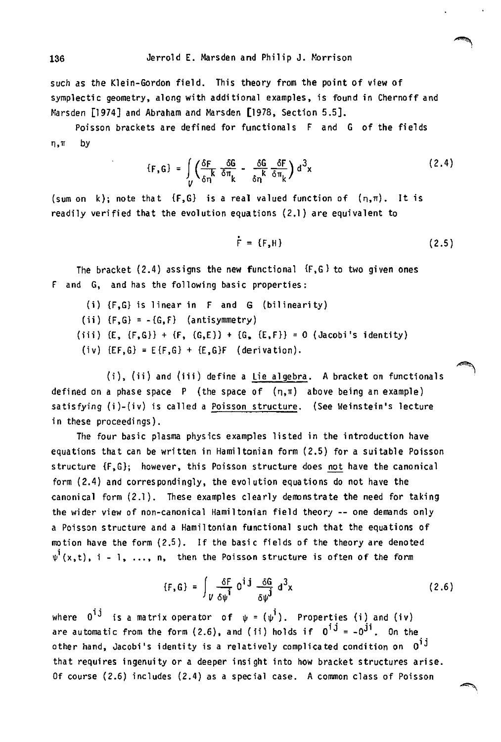such as the Klein-Gordon field. This theory from the point of view of symplectic geometry, along with additional examples, is found in Chernoff and Marsden [1974] and Abraham and Marsden [1978, Section 5.5].

Poisson brackets are defined for functionals $F$ and $G$ of the fields $\eta, \pi$ by

$$\{F,G\} = \int_V \left( \frac{\delta F}{\delta \eta^k} \frac{\delta G}{\delta \pi_k} - \frac{\delta G}{\delta \eta^k} \frac{\delta F}{\delta \pi_k} \right) d^3x \tag{2.4}$$

(sum on $k$); note that $\{F,G\}$ is a real valued function of $(\eta,\pi)$. It is readily verified that the evolution equations (2.1) are equivalent to

$$\dot{F} = \{F,H\} \tag{2.5}$$

The bracket (2.4) assigns the new functional $\{F,G\}$ to two given ones $F$ and $G$, and has the following basic properties:

(i) $\{F,G\}$ is linear in $F$ and $G$ (bilinearity)

(ii) $\{F,G\} = -\{G,F\}$ (antisymmetry)

(iii) $\{E, \{F,G\}\} + \{F, \{G,E\}\} + \{G, \{E,F\}\} = 0$ (Jacobi's identity)

(iv) $\{EF,G\} = E\{F,G\} + \{E,G\}F$ (derivation).

(i), (ii) and (iii) define a Lie algebra. A bracket on functionals defined on a phase space $P$ (the space of $(\eta,\pi)$ above being an example) satisfying (i)-(iv) is called a Poisson structure. (See Weinstein's lecture in these proceedings).

The four basic plasma physics examples listed in the introduction have equations that can be written in Hamiltonian form (2.5) for a suitable Poisson structure $\{F,G\}$; however, this Poisson structure does not have the canonical form (2.4) and correspondingly, the evolution equations do not have the canonical form (2.1). These examples clearly demonstrate the need for taking the wider view of non-canonical Hamiltonian field theory -- one demands only a Poisson structure and a Hamiltonian functional such that the equations of motion have the form (2.5). If the basic fields of the theory are denoted $\psi^i(x,t)$, $i = 1, \ldots, n$, then the Poisson structure is often of the form

$$\{F,G\} = \int_V \frac{\delta F}{\delta \psi^i} O^{ij} \frac{\delta G}{\delta \psi^j} d^3x \tag{2.6}$$

where $O^{ij}$ is a matrix operator of $\psi = (\psi^i)$. Properties (i) and (iv) are automatic from the form (2.6), and (ii) holds if $O^{ij} = -O^{ji}$. On the other hand, Jacobi's identity is a relatively complicated condition on $O^{ij}$ that requires ingenuity or a deeper insight into how bracket structures arise. Of course (2.6) includes (2.4) as a special case. A common class of Poisson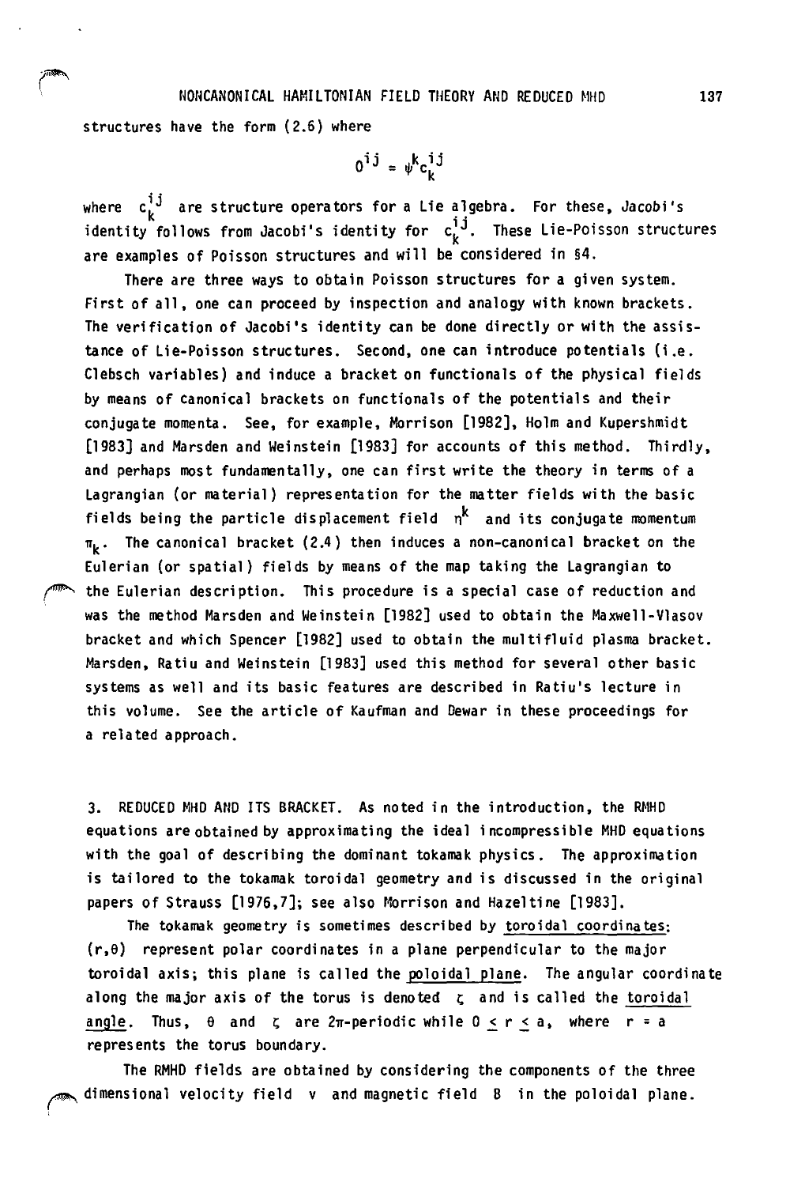structures have the form (2.6) where

$$O^{ij} = \psi^k c_k^{ij}$$

where $c_k^{ij}$ are structure operators for a Lie algebra. For these, Jacobi's identity follows from Jacobi's identity for $c_k^{ij}$. These Lie-Poisson structures are examples of Poisson structures and will be considered in §4.

There are three ways to obtain Poisson structures for a given system. First of all, one can proceed by inspection and analogy with known brackets. The verification of Jacobi's identity can be done directly or with the assistance of Lie-Poisson structures. Second, one can introduce potentials (i.e. Clebsch variables) and induce a bracket on functionals of the physical fields by means of canonical brackets on functionals of the potentials and their conjugate momenta. See, for example, Morrison [1982], Holm and Kupershmidt [1983] and Marsden and Weinstein [1983] for accounts of this method. Thirdly, and perhaps most fundamentally, one can first write the theory in terms of a Lagrangian (or material) representation for the matter fields with the basic fields being the particle displacement field $\eta^k$ and its conjugate momentum $\pi_k$. The canonical bracket (2.4) then induces a non-canonical bracket on the Eulerian (or spatial) fields by means of the map taking the Lagrangian to the Eulerian description. This procedure is a special case of reduction and was the method Marsden and Weinstein [1982] used to obtain the Maxwell-Vlasov bracket and which Spencer [1982] used to obtain the multifluid plasma bracket. Marsden, Ratiu and Weinstein [1983] used this method for several other basic systems as well and its basic features are described in Ratiu's lecture in this volume. See the article of Kaufman and Dewar in these proceedings for a related approach.

## 3. REDUCED MHD AND ITS BRACKET.

As noted in the introduction, the RMHD equations are obtained by approximating the ideal incompressible MHD equations with the goal of describing the dominant tokamak physics. The approximation is tailored to the tokamak toroidal geometry and is discussed in the original papers of Strauss [1976,7]; see also Morrison and Hazeltine [1983].

The tokamak geometry is sometimes described by <u>toroidal coordinates</u>: $(r,\theta)$ represent polar coordinates in a plane perpendicular to the major toroidal axis; this plane is called the <u>poloidal plane</u>. The angular coordinate along the major axis of the torus is denoted $\zeta$ and is called the <u>toroidal angle</u>. Thus, $\theta$ and $\zeta$ are $2\pi$-periodic while $0 \leq r \leq a$, where $r = a$ represents the torus boundary.

The RMHD fields are obtained by considering the components of the three dimensional velocity field $v$ and magnetic field $B$ in the poloidal plane.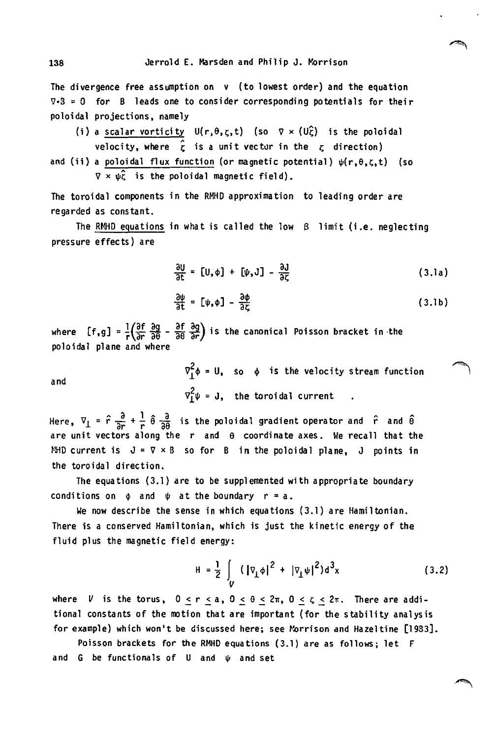The divergence free assumption on $v$ (to lowest order) and the equation $\nabla \cdot B = 0$ for $B$ leads one to consider corresponding potentials for their poloidal projections, namely

(i) a <u>scalar vorticity</u> $U(r,\theta,\zeta,t)$ (so $\nabla \times (U\hat{\zeta})$ is the poloidal velocity, where $\hat{\zeta}$ is a unit vector in the $\zeta$ direction)

and (ii) a <u>poloidal flux function</u> (or magnetic potential) $\psi(r,\theta,\zeta,t)$ (so $\nabla \times \psi\hat{\zeta}$ is the poloidal magnetic field).

The toroidal components in the RMHD approximation to leading order are regarded as constant.

The <u>RMHD equations</u> in what is called the low $\beta$ limit (i.e. neglecting pressure effects) are

$$\frac{\partial U}{\partial t} = [U,\phi] + [\psi,J] - \frac{\partial J}{\partial \zeta} \tag{3.1a}$$

$$\frac{\partial \psi}{\partial t} = [\psi,\phi] - \frac{\partial \phi}{\partial \zeta} \tag{3.1b}$$

where $[f,g] = \frac{1}{r}\left(\frac{\partial f}{\partial r}\frac{\partial g}{\partial \theta} - \frac{\partial f}{\partial \theta}\frac{\partial g}{\partial r}\right)$ is the canonical Poisson bracket in the poloidal plane and where

$\nabla_\perp^2 \phi = U$, so $\phi$ is the velocity stream function

and

$\nabla_\perp^2 \psi = J$, the toroidal current .

Here, $\nabla_\perp = \hat{r}\frac{\partial}{\partial r} + \frac{1}{r}\hat{\theta}\frac{\partial}{\partial \theta}$ is the poloidal gradient operator and $\hat{r}$ and $\hat{\theta}$ are unit vectors along the $r$ and $\theta$ coordinate axes. We recall that the MHD current is $J = \nabla \times B$ so for $B$ in the poloidal plane, $J$ points in the toroidal direction.

The equations (3.1) are to be supplemented with appropriate boundary conditions on $\phi$ and $\psi$ at the boundary $r = a$.

We now describe the sense in which equations (3.1) are Hamiltonian. There is a conserved Hamiltonian, which is just the kinetic energy of the fluid plus the magnetic field energy:

$$H = \frac{1}{2}\int_V \left(|\nabla_\perp \phi|^2 + |\nabla_\perp \psi|^2\right) d^3x \tag{3.2}$$

where $V$ is the torus, $0 \leq r \leq a$, $0 \leq \theta \leq 2\pi$, $0 \leq \zeta \leq 2\pi$. There are additional constants of the motion that are important (for the stability analysis for example) which won't be discussed here; see Morrison and Hazeltine [1983].

Poisson brackets for the RMHD equations (3.1) are as follows; let $F$ and $G$ be functionals of $U$ and $\psi$ and set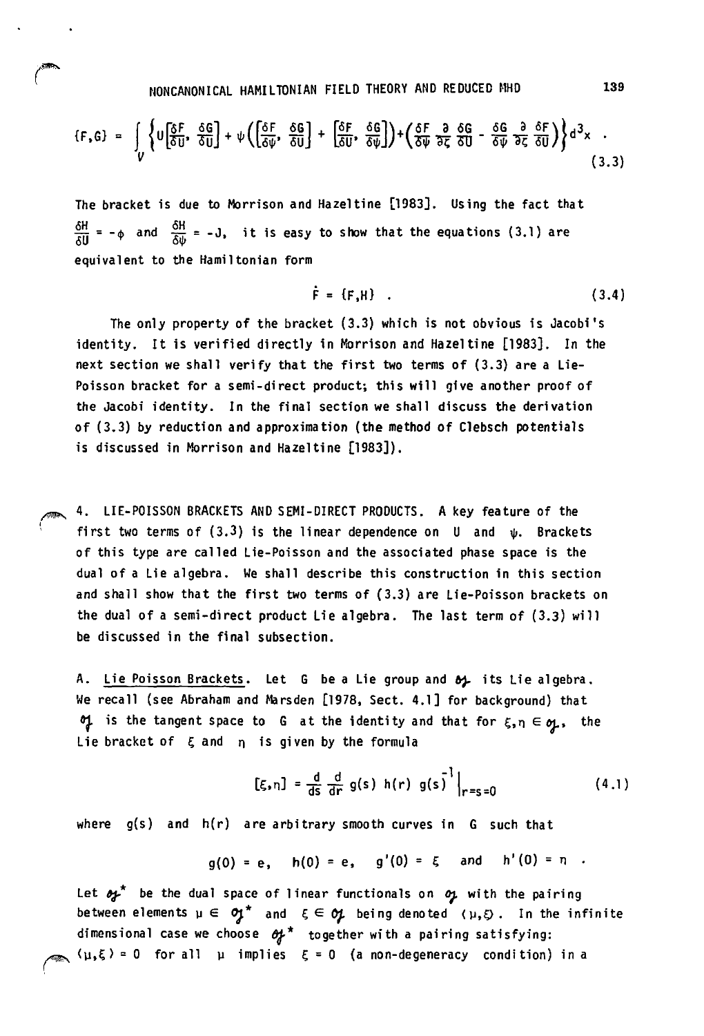$$\{F,G\} = \int_V \left\{ U\left[\frac{\delta F}{\delta U}, \frac{\delta G}{\delta U}\right] + \psi\left(\left[\frac{\delta F}{\delta \psi}, \frac{\delta G}{\delta U}\right] + \left[\frac{\delta F}{\delta U}, \frac{\delta G}{\delta \psi}\right]\right) + \left(\frac{\delta F}{\delta \psi}\frac{\partial}{\partial \zeta}\frac{\delta G}{\delta U} - \frac{\delta G}{\delta \psi}\frac{\partial}{\partial \zeta}\frac{\delta F}{\delta U}\right)\right\} d^3x \ . \tag{3.3}$$

The bracket is due to Morrison and Hazeltine [1983]. Using the fact that $\frac{\delta H}{\delta U} = -\phi$ and $\frac{\delta H}{\delta \psi} = -J$, it is easy to show that the equations (3.1) are equivalent to the Hamiltonian form

$$\dot{F} = \{F,H\} \ . \tag{3.4}$$

The only property of the bracket (3.3) which is not obvious is Jacobi's identity. It is verified directly in Morrison and Hazeltine [1983]. In the next section we shall verify that the first two terms of (3.3) are a Lie-Poisson bracket for a semi-direct product; this will give another proof of the Jacobi identity. In the final section we shall discuss the derivation of (3.3) by reduction and approximation (the method of Clebsch potentials is discussed in Morrison and Hazeltine [1983]).

## 4. LIE-POISSON BRACKETS AND SEMI-DIRECT PRODUCTS.

A key feature of the first two terms of (3.3) is the linear dependence on $U$ and $\psi$. Brackets of this type are called Lie-Poisson and the associated phase space is the dual of a Lie algebra. We shall describe this construction in this section and shall show that the first two terms of (3.3) are Lie-Poisson brackets on the dual of a semi-direct product Lie algebra. The last term of (3.3) will be discussed in the final subsection.

A. Lie Poisson Brackets. Let $G$ be a Lie group and $\mathfrak{g}$ its Lie algebra. We recall (see Abraham and Marsden [1978, Sect. 4.1] for background) that $\mathfrak{g}$ is the tangent space to $G$ at the identity and that for $\xi,\eta \in \mathfrak{g}$, the Lie bracket of $\xi$ and $\eta$ is given by the formula

$$[\xi,\eta] = \frac{d}{ds}\frac{d}{dr}\, g(s)\, h(r)\, g(s)^{-1}\Big|_{r=s=0} \tag{4.1}$$

where $g(s)$ and $h(r)$ are arbitrary smooth curves in $G$ such that

$$g(0) = e, \quad h(0) = e, \quad g'(0) = \xi \quad \text{and} \quad h'(0) = \eta \ .$$

Let $\mathfrak{g}^*$ be the dual space of linear functionals on $\mathfrak{g}$ with the pairing between elements $\mu \in \mathfrak{g}^*$ and $\xi \in \mathfrak{g}$ being denoted $\langle \mu,\xi \rangle$. In the infinite dimensional case we choose $\mathfrak{g}^*$ together with a pairing satisfying: $\langle \mu,\xi \rangle = 0$ for all $\mu$ implies $\xi = 0$ (a non-degeneracy condition) in a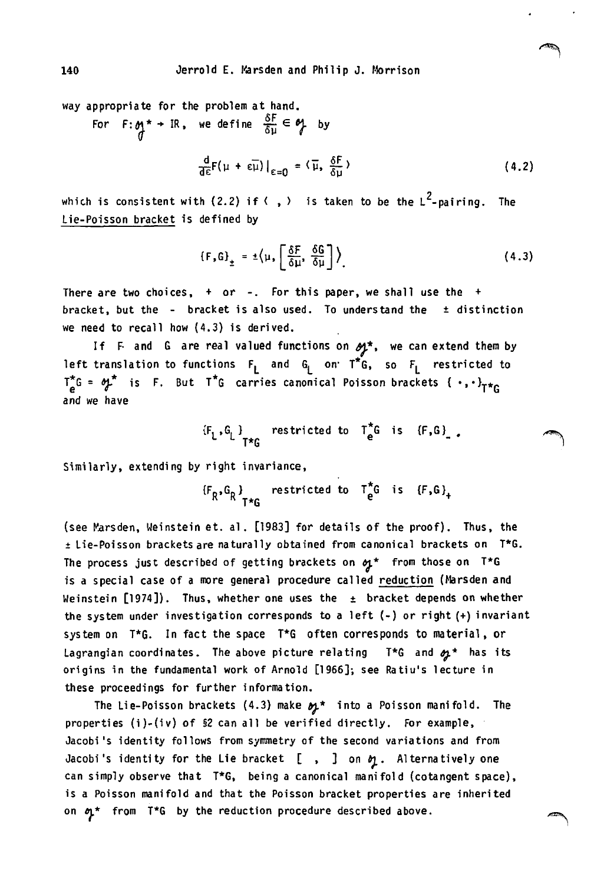way appropriate for the problem at hand.

For $F: \mathfrak{g}^* \to \mathbb{R}$, we define $\frac{\delta F}{\delta \mu} \in \mathfrak{g}$ by

$$\frac{d}{d\varepsilon} F(\mu + \varepsilon \bar{\mu})\big|_{\varepsilon=0} = \langle \bar{\mu}, \frac{\delta F}{\delta \mu} \rangle \tag{4.2}$$

which is consistent with (2.2) if $\langle \ , \ \rangle$ is taken to be the $L^2$-pairing. The Lie-Poisson bracket is defined by

$$\{F,G\}_{\pm} = \pm \left\langle \mu, \left[ \frac{\delta F}{\delta \mu}, \frac{\delta G}{\delta \mu} \right] \right\rangle. \tag{4.3}$$

There are two choices, + or -. For this paper, we shall use the + bracket, but the - bracket is also used. To understand the $\pm$ distinction we need to recall how (4.3) is derived.

If $F$ and $G$ are real valued functions on $\mathfrak{g}^*$, we can extend them by left translation to functions $F_L$ and $G_L$ on $T^*G$, so $F_L$ restricted to $T_e^*G = \mathfrak{g}^*$ is $F$. But $T^*G$ carries canonical Poisson brackets $\{\cdot,\cdot\}_{T^*G}$ and we have

$$\{F_L, G_L\}_{T^*G} \quad \text{restricted to } T_e^*G \text{ is } \{F,G\}_- .$$

Similarly, extending by right invariance,

$$\{F_R, G_R\}_{T^*G} \quad \text{restricted to } T_e^*G \text{ is } \{F,G\}_+$$

(see Marsden, Weinstein et. al. [1983] for details of the proof). Thus, the $\pm$ Lie-Poisson brackets are naturally obtained from canonical brackets on $T^*G$. The process just described of getting brackets on $\mathfrak{g}^*$ from those on $T^*G$ is a special case of a more general procedure called reduction (Marsden and Weinstein [1974]). Thus, whether one uses the $\pm$ bracket depends on whether the system under investigation corresponds to a left (-) or right (+) invariant system on $T^*G$. In fact the space $T^*G$ often corresponds to material, or Lagrangian coordinates. The above picture relating $T^*G$ and $\mathfrak{g}^*$ has its origins in the fundamental work of Arnold [1966]; see Ratiu's lecture in these proceedings for further information.

The Lie-Poisson brackets (4.3) make $\mathfrak{g}^*$ into a Poisson manifold. The properties (i)-(iv) of §2 can all be verified directly. For example, Jacobi's identity follows from symmetry of the second variations and from Jacobi's identity for the Lie bracket $[\ ,\ ]$ on $\mathfrak{g}$. Alternatively one can simply observe that $T^*G$, being a canonical manifold (cotangent space), is a Poisson manifold and that the Poisson bracket properties are inherited on $\mathfrak{g}^*$ from $T^*G$ by the reduction procedure described above.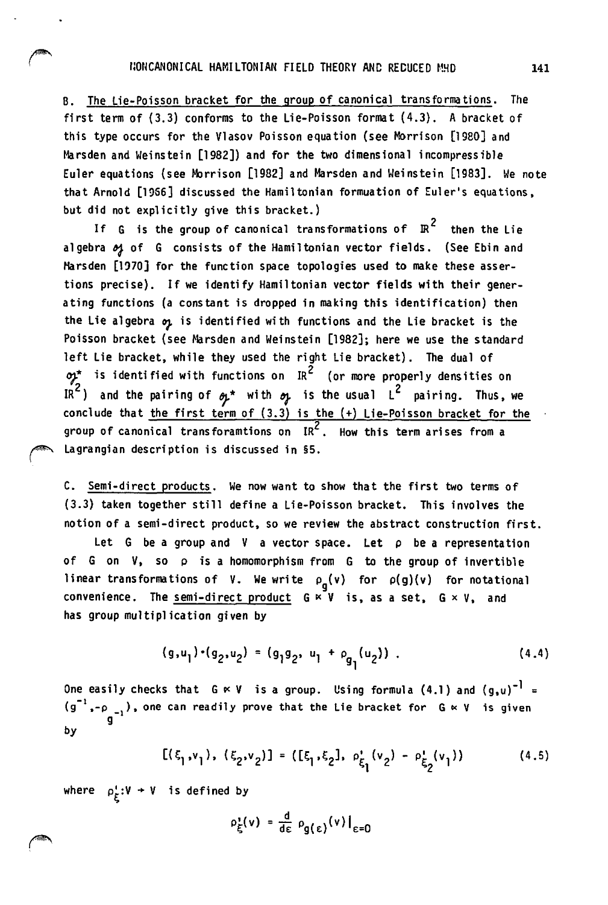B. <u>The Lie-Poisson bracket for the group of canonical transformations</u>. The first term of (3.3) conforms to the Lie-Poisson format (4.3). A bracket of this type occurs for the Vlasov Poisson equation (see Morrison [1980] and Marsden and Weinstein [1982]) and for the two dimensional incompressible Euler equations (see Morrison [1982] and Marsden and Weinstein [1983]. We note that Arnold [1966] discussed the Hamiltonian formuation of Euler's equations, but did not explicitly give this bracket.)

If $G$ is the group of canonical transformations of $\mathbb{R}^2$ then the Lie algebra $\mathfrak{g}$ of $G$ consists of the Hamiltonian vector fields. (See Ebin and Marsden [1970] for the function space topologies used to make these assertions precise). If we identify Hamiltonian vector fields with their generating functions (a constant is dropped in making this identification) then the Lie algebra $\mathfrak{g}$ is identified with functions and the Lie bracket is the Poisson bracket (see Marsden and Weinstein [1982]; here we use the standard left Lie bracket, while they used the right Lie bracket). The dual of $\mathfrak{g}^*$ is identified with functions on $\mathbb{R}^2$ (or more properly densities on $\mathbb{R}^2$) and the pairing of $\mathfrak{g}^*$ with $\mathfrak{g}$ is the usual $L^2$ pairing. Thus, we conclude that <u>the first term of (3.3) is the (+) Lie-Poisson bracket for the group of canonical transforamtions on $\mathbb{R}^2$</u>. How this term arises from a Lagrangian description is discussed in §5.

C. <u>Semi-direct products</u>. We now want to show that the first two terms of (3.3) taken together still define a Lie-Poisson bracket. This involves the notion of a semi-direct product, so we review the abstract construction first.

Let $G$ be a group and $V$ a vector space. Let $\rho$ be a representation of $G$ on $V$, so $\rho$ is a homomorphism from $G$ to the group of invertible linear transformations of $V$. We write $\rho_g(v)$ for $\rho(g)(v)$ for notational convenience. The <u>semi-direct product</u> $G \ltimes V$ is, as a set, $G \times V$, and has group multiplication given by

$$(g,u_1)\cdot(g_2,u_2) = (g_1 g_2,\ u_1 + \rho_{g_1}(u_2)) . \tag{4.4}$$

One easily checks that $G \ltimes V$ is a group. Using formula (4.1) and $(g,u)^{-1} = (g^{-1}, -\rho_{g^{-1}})$, one can readily prove that the Lie bracket for $G \ltimes V$ is given by

$$[(\xi_1,v_1),\ (\xi_2,v_2)] = ([\xi_1,\xi_2],\ \rho'_{\xi_1}(v_2) - \rho'_{\xi_2}(v_1)) \tag{4.5}$$

where $\rho'_\xi : V \to V$ is defined by

$$\rho'_\xi(v) = \frac{d}{d\varepsilon}\, \rho_{g(\varepsilon)}(v)\Big|_{\varepsilon=0}$$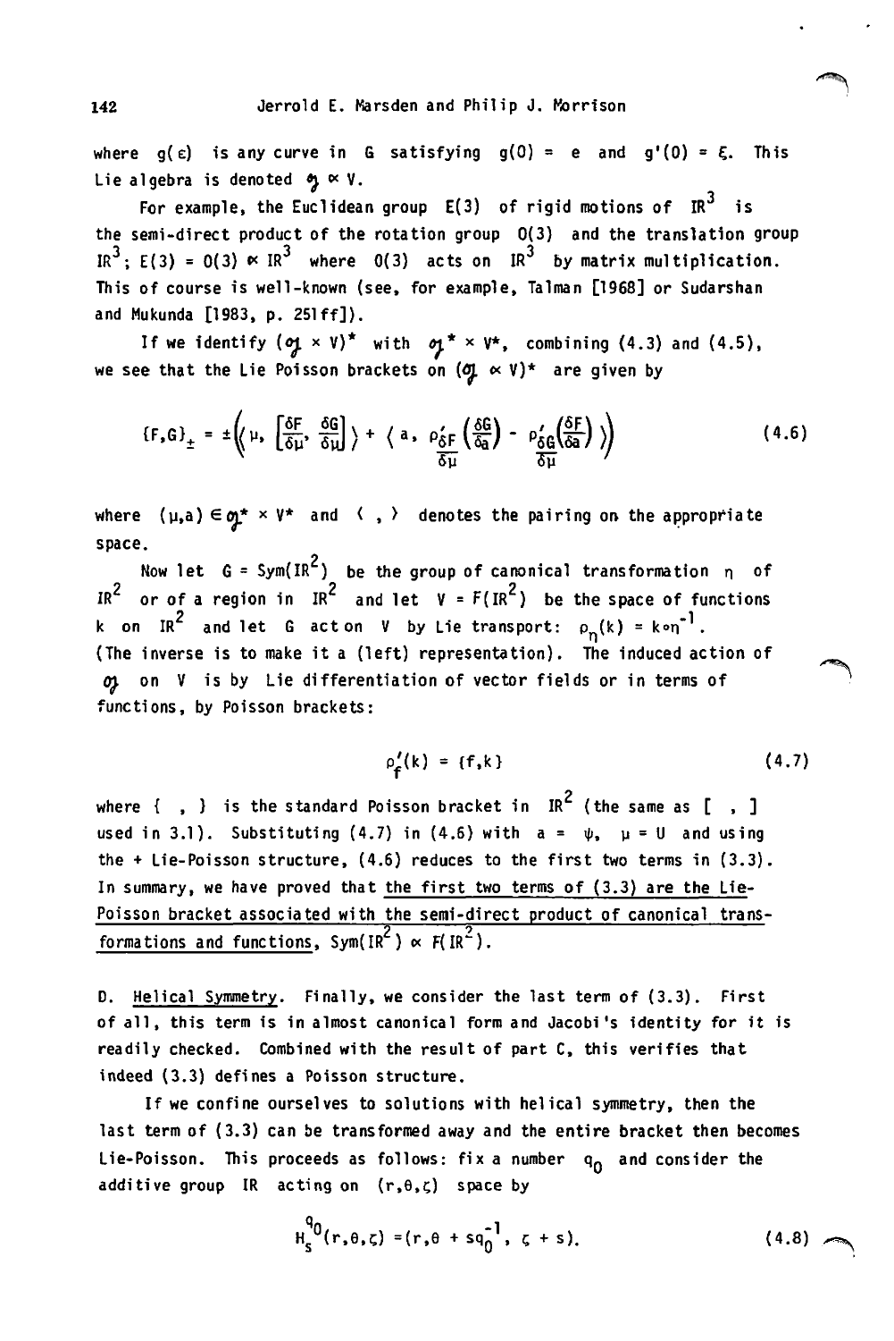where $g(\varepsilon)$ is any curve in $G$ satisfying $g(0) = e$ and $g'(0) = \xi$. This Lie algebra is denoted $\mathfrak{g} \ltimes V$.

For example, the Euclidean group $E(3)$ of rigid motions of $\mathbb{R}^3$ is the semi-direct product of the rotation group $O(3)$ and the translation group $\mathbb{R}^3$; $E(3) = O(3) \ltimes \mathbb{R}^3$ where $O(3)$ acts on $\mathbb{R}^3$ by matrix multiplication. This of course is well-known (see, for example, Talman [1968] or Sudarshan and Mukunda [1983, p. 251ff]).

If we identify $(\mathfrak{g} \times V)^*$ with $\mathfrak{g}^* \times V^*$, combining (4.3) and (4.5), we see that the Lie Poisson brackets on $(\mathfrak{g} \ltimes V)^*$ are given by

$$\{F,G\}_{\pm} = \pm\left(\left\langle \mu, \left[\frac{\delta F}{\delta \mu}, \frac{\delta G}{\delta \mu}\right]\right\rangle + \left\langle a, \rho'_{\frac{\delta F}{\delta \mu}}\left(\frac{\delta G}{\delta a}\right) - \rho'_{\frac{\delta G}{\delta \mu}}\left(\frac{\delta F}{\delta a}\right)\right\rangle\right) \tag{4.6}$$

where $(\mu, a) \in \mathfrak{g}^* \times V^*$ and $\langle\ ,\ \rangle$ denotes the pairing on the appropriate space.

Now let $G = \mathrm{Sym}(\mathbb{R}^2)$ be the group of canonical transformation $\eta$ of $\mathbb{R}^2$ or of a region in $\mathbb{R}^2$ and let $V = F(\mathbb{R}^2)$ be the space of functions $k$ on $\mathbb{R}^2$ and let $G$ act on $V$ by Lie transport: $\rho_\eta(k) = k \circ \eta^{-1}$. (The inverse is to make it a (left) representation). The induced action of $\mathfrak{g}$ on $V$ is by Lie differentiation of vector fields or in terms of functions, by Poisson brackets:

$$\rho'_f(k) = \{f, k\} \tag{4.7}$$

where $\{\ ,\ \}$ is the standard Poisson bracket in $\mathbb{R}^2$ (the same as $[\ ,\ ]$ used in 3.1). Substituting (4.7) in (4.6) with $a = \psi$, $\mu = U$ and using the + Lie-Poisson structure, (4.6) reduces to the first two terms in (3.3). In summary, we have proved that <u>the first two terms of (3.3) are the Lie-Poisson bracket associated with the semi-direct product of canonical transformations and functions, $\mathrm{Sym}(\mathbb{R}^2) \ltimes F(\mathbb{R}^2)$.</u>

D. <u>Helical Symmetry</u>. Finally, we consider the last term of (3.3). First of all, this term is in almost canonical form and Jacobi's identity for it is readily checked. Combined with the result of part C, this verifies that indeed (3.3) defines a Poisson structure.

If we confine ourselves to solutions with helical symmetry, then the last term of (3.3) can be transformed away and the entire bracket then becomes Lie-Poisson. This proceeds as follows: fix a number $q_0$ and consider the additive group $\mathbb{R}$ acting on $(r, \theta, \zeta)$ space by

$$H_s^{q_0}(r, \theta, \zeta) = (r, \theta + s q_0^{-1}, \zeta + s). \tag{4.8}$$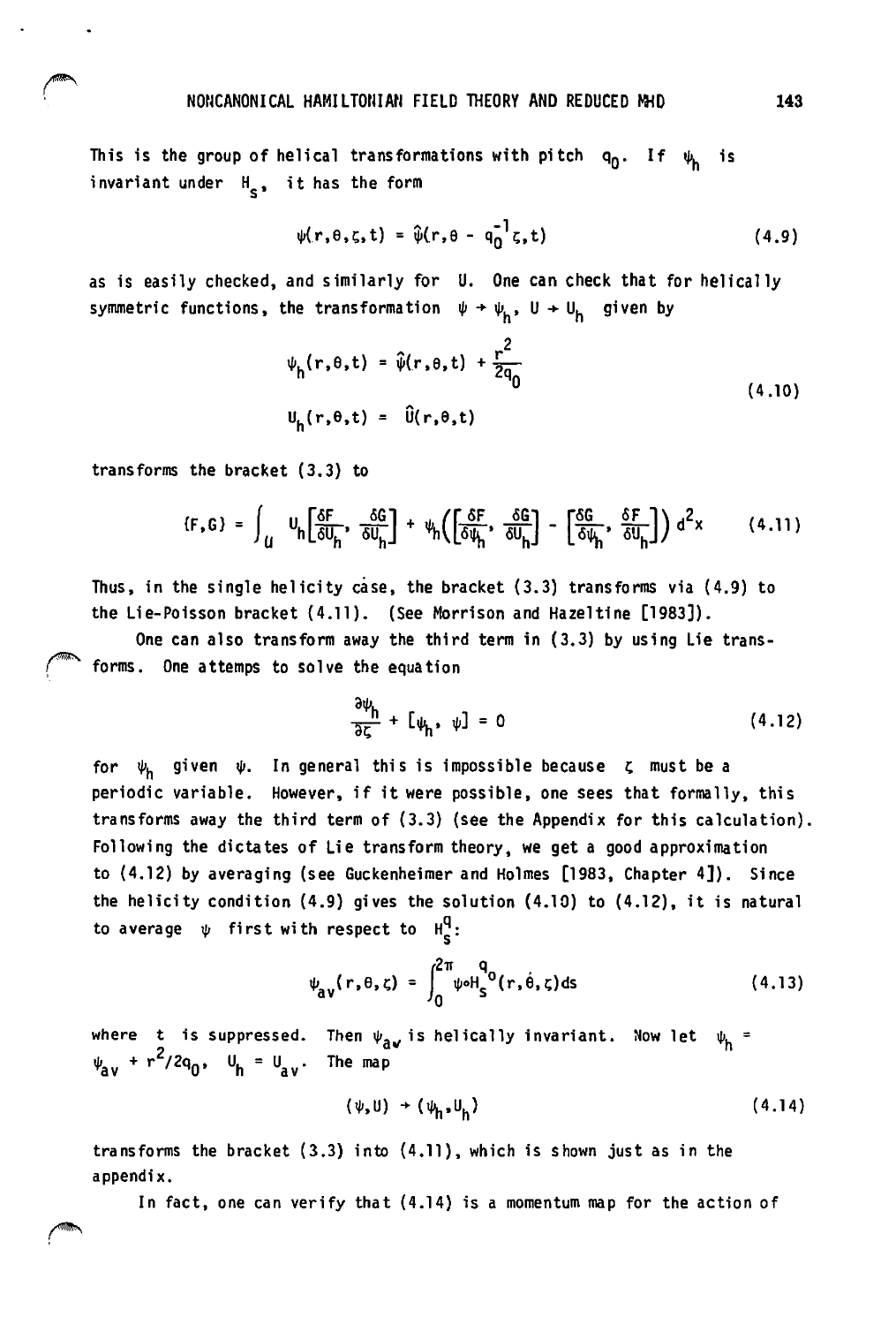This is the group of helical transformations with pitch $q_0$. If $\psi_h$ is invariant under $H_s$, it has the form

$$\psi(r,\theta,\zeta,t) = \hat{\psi}(r,\theta - q_0^{-1}\zeta,t) \tag{4.9}$$

as is easily checked, and similarly for $U$. One can check that for helically symmetric functions, the transformation $\psi \to \psi_h$, $U \to U_h$ given by

$$\begin{aligned} \psi_h(r,\theta,t) &= \hat{\psi}(r,\theta,t) + \frac{r^2}{2q_0} \\ U_h(r,\theta,t) &= \hat{U}(r,\theta,t) \end{aligned} \tag{4.10}$$

transforms the bracket (3.3) to

$$\{F,G\} = \int_U U_h\left[\frac{\delta F}{\delta U_h}, \frac{\delta G}{\delta U_h}\right] + \psi_h\left(\left[\frac{\delta F}{\delta \psi_h}, \frac{\delta G}{\delta U_h}\right] - \left[\frac{\delta G}{\delta \psi_h}, \frac{\delta F}{\delta U_h}\right]\right) d^2x \tag{4.11}$$

Thus, in the single helicity case, the bracket (3.3) transforms via (4.9) to the Lie-Poisson bracket (4.11). (See Morrison and Hazeltine [1983]).

One can also transform away the third term in (3.3) by using Lie transforms. One attemps to solve the equation

$$\frac{\partial \psi_h}{\partial \zeta} + [\psi_h, \psi] = 0 \tag{4.12}$$

for $\psi_h$ given $\psi$. In general this is impossible because $\zeta$ must be a periodic variable. However, if it were possible, one sees that formally, this transforms away the third term of (3.3) (see the Appendix for this calculation). Following the dictates of Lie transform theory, we get a good approximation to (4.12) by averaging (see Guckenheimer and Holmes [1983, Chapter 4]). Since the helicity condition (4.9) gives the solution (4.10) to (4.12), it is natural to average $\psi$ first with respect to $H_s^q$:

$$\psi_{av}(r,\theta,\zeta) = \int_0^{2\pi} \psi \circ H_s^{q_0}(r,\theta,\zeta)ds \tag{4.13}$$

where $t$ is suppressed. Then $\psi_{av}$ is helically invariant. Now let $\psi_h = \psi_{av} + r^2/2q_0$, $U_h = U_{av}$. The map

$$(\psi,U) \to (\psi_h,U_h) \tag{4.14}$$

transforms the bracket (3.3) into (4.11), which is shown just as in the appendix.

In fact, one can verify that (4.14) is a momentum map for the action of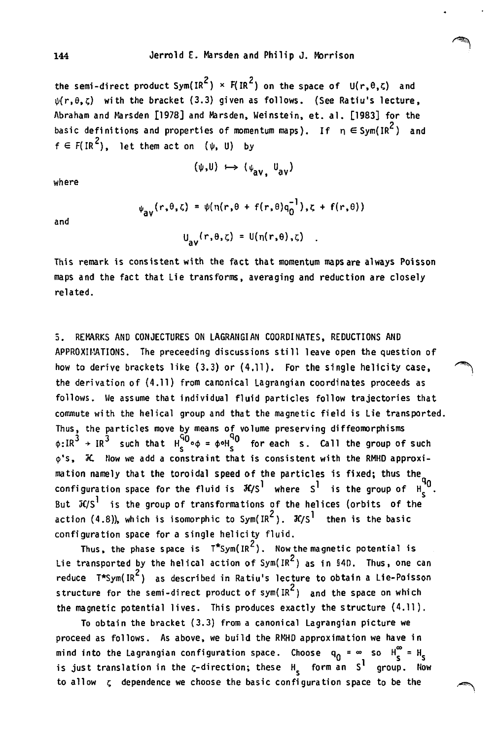the semi-direct product $\mathrm{Sym}(\mathbb{R}^2) \times F(\mathbb{R}^2)$ on the space of $U(r,\theta,\zeta)$ and $\psi(r,\theta,\zeta)$ with the bracket (3.3) given as follows. (See Ratiu's lecture, Abraham and Marsden [1978] and Marsden, Weinstein, et. al. [1983] for the basic definitions and properties of momentum maps). If $\eta \in \mathrm{Sym}(\mathbb{R}^2)$ and $f \in F(\mathbb{R}^2)$, let them act on $(\psi, U)$ by

$$(\psi, U) \mapsto (\psi_{av}, U_{av})$$

where

$$\psi_{av}(r,\theta,\zeta) = \psi(\eta(r,\theta + f(r,\theta)q_0^{-1}),\zeta + f(r,\theta))$$

and

$$U_{av}(r,\theta,\zeta) = U(\eta(r,\theta),\zeta) \quad .$$

This remark is consistent with the fact that momentum maps are always Poisson maps and the fact that Lie transforms, averaging and reduction are closely related.

5. REMARKS AND CONJECTURES ON LAGRANGIAN COORDINATES, REDUCTIONS AND APPROXIMATIONS. The preceeding discussions still leave open the question of how to derive brackets like (3.3) or (4.11). For the single helicity case, the derivation of (4.11) from canonical Lagrangian coordinates proceeds as follows. We assume that individual fluid particles follow trajectories that commute with the helical group and that the magnetic field is Lie transported. Thus, the particles move by means of volume preserving diffeomorphisms $\phi: \mathbb{R}^3 \to \mathbb{R}^3$ such that $H_s^{q_0} \circ \phi = \phi \circ H_s^{q_0}$ for each $s$. Call the group of such $\phi$'s, $\mathcal{H}$. Now we add a constraint that is consistent with the RMHD approximation namely that the toroidal speed of the particles is fixed; thus the configuration space for the fluid is $\mathcal{H}/S^1$ where $S^1$ is the group of $H_s^{q_0}$. But $\mathcal{H}/S^1$ is the group of transformations of the helices (orbits of the action (4.8)), which is isomorphic to $\mathrm{Sym}(\mathbb{R}^2)$. $\mathcal{H}/S^1$ then is the basic configuration space for a single helicity fluid.

Thus, the phase space is $T^*\mathrm{Sym}(\mathbb{R}^2)$. Now the magnetic potential is Lie transported by the helical action of $\mathrm{Sym}(\mathbb{R}^2)$ as in §4D. Thus, one can reduce $T^*\mathrm{Sym}(\mathbb{R}^2)$ as described in Ratiu's lecture to obtain a Lie-Poisson structure for the semi-direct product of $\mathrm{sym}(\mathbb{R}^2)$ and the space on which the magnetic potential lives. This produces exactly the structure (4.11).

To obtain the bracket (3.3) from a canonical Lagrangian picture we proceed as follows. As above, we build the RMHD approximation we have in mind into the Lagrangian configuration space. Choose $q_0 = \infty$ so $H_s^\infty = H_s$ is just translation in the $\zeta$-direction; these $H_s$ form an $S^1$ group. Now to allow $\zeta$ dependence we choose the basic configuration space to be the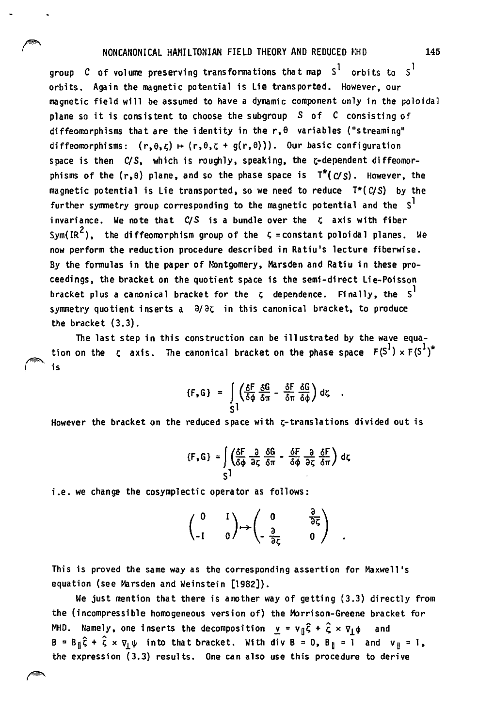group $C$ of volume preserving transformations that map $S^1$ orbits to $S^1$ orbits. Again the magnetic potential is Lie transported. However, our magnetic field will be assumed to have a dynamic component only in the poloidal plane so it is consistent to choose the subgroup $S$ of $C$ consisting of diffeomorphisms that are the identity in the $r,\theta$ variables ("streaming" diffeomorphisms: $(r,\theta,\zeta) \mapsto (r,\theta,\zeta + g(r,\theta))$). Our basic configuration space is then $C/S$, which is roughly, speaking, the $\zeta$-dependent diffeomorphisms of the $(r,\theta)$ plane, and so the phase space is $T^*(C/S)$. However, the magnetic potential is Lie transported, so we need to reduce $T^*(C/S)$ by the further symmetry group corresponding to the magnetic potential and the $S^1$ invariance. We note that $C/S$ is a bundle over the $\zeta$ axis with fiber $\mathrm{Sym}(\mathbb{R}^2)$, the diffeomorphism group of the $\zeta$ = constant poloidal planes. We now perform the reduction procedure described in Ratiu's lecture fiberwise. By the formulas in the paper of Montgomery, Marsden and Ratiu in these proceedings, the bracket on the quotient space is the semi-direct Lie-Poisson bracket plus a canonical bracket for the $\zeta$ dependence. Finally, the $S^1$ symmetry quotient inserts a $\partial/\partial\zeta$ in this canonical bracket, to produce the bracket (3.3).

The last step in this construction can be illustrated by the wave equation on the $\zeta$ axis. The canonical bracket on the phase space $F(S^1) \times F(S^1)^*$ is

$$\{F,G\} = \int_{S^1} \left( \frac{\delta F}{\delta \phi} \frac{\delta G}{\delta \pi} - \frac{\delta F}{\delta \pi} \frac{\delta G}{\delta \phi} \right) d\zeta \quad .$$

However the bracket on the reduced space with $\zeta$-translations divided out is

$$\{F,G\} = \int_{S^1} \left( \frac{\delta F}{\delta \phi} \frac{\partial}{\partial \zeta} \frac{\delta G}{\delta \pi} - \frac{\delta F}{\delta \phi} \frac{\partial}{\partial \zeta} \frac{\delta F}{\delta \pi} \right) d\zeta$$

i.e. we change the cosymplectic operator as follows:

$$\begin{pmatrix} 0 & I \\ -I & 0 \end{pmatrix} \mapsto \begin{pmatrix} 0 & \frac{\partial}{\partial \zeta} \\ -\frac{\partial}{\partial \zeta} & 0 \end{pmatrix} \quad .$$

This is proved the same way as the corresponding assertion for Maxwell's equation (see Marsden and Weinstein [1982]).

We just mention that there is another way of getting (3.3) directly from the (incompressible homogeneous version of) the Morrison-Greene bracket for MHD. Namely, one inserts the decomposition $\underline{v} = v_\parallel \hat{\zeta} + \hat{\zeta} \times \nabla_\perp \phi$ and $B = B_\parallel \hat{\zeta} + \hat{\zeta} \times \nabla_\perp \psi$ into that bracket. With $\operatorname{div} B = 0$, $B_\parallel = 1$ and $v_\parallel = 1$, the expression (3.3) results. One can also use this procedure to derive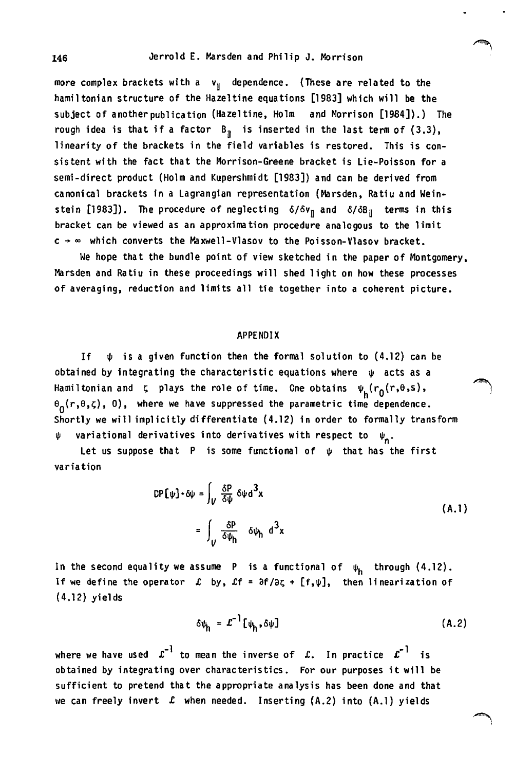more complex brackets with a $v_\parallel$ dependence. (These are related to the hamiltonian structure of the Hazeltine equations [1983] which will be the subject of another publication (Hazeltine, Holm and Morrison [1984]).) The rough idea is that if a factor $B_\parallel$ is inserted in the last term of (3.3), linearity of the brackets in the field variables is restored. This is consistent with the fact that the Morrison-Greene bracket is Lie-Poisson for a semi-direct product (Holm and Kupershmidt [1983]) and can be derived from canonical brackets in a Lagrangian representation (Marsden, Ratiu and Weinstein [1983]). The procedure of neglecting $\delta/\delta v_\parallel$ and $\delta/\delta B_\parallel$ terms in this bracket can be viewed as an approximation procedure analogous to the limit $c \to \infty$ which converts the Maxwell-Vlasov to the Poisson-Vlasov bracket.

We hope that the bundle point of view sketched in the paper of Montgomery, Marsden and Ratiu in these proceedings will shed light on how these processes of averaging, reduction and limits all tie together into a coherent picture.

## APPENDIX

If $\psi$ is a given function then the formal solution to (4.12) can be obtained by integrating the characteristic equations where $\psi$ acts as a Hamiltonian and $\zeta$ plays the role of time. One obtains $\psi_h(r_0(r,\theta,s), \theta_0(r,\theta,\zeta), 0)$, where we have suppressed the parametric time dependence. Shortly we will implicitly differentiate (4.12) in order to formally transform $\psi$ variational derivatives into derivatives with respect to $\psi_n$.

Let us suppose that $P$ is some functional of $\psi$ that has the first variation

$$
\begin{aligned}
DP[\psi]\cdot\delta\psi &= \int_V \frac{\delta P}{\delta \psi}\, \delta\psi\, d^3x \\
&= \int_V \frac{\delta P}{\delta \psi_h}\, \delta\psi_h\, d^3x
\end{aligned}
\tag{A.1}
$$

In the second equality we assume $P$ is a functional of $\psi_h$ through (4.12). If we define the operator $\mathcal{L}$ by, $\mathcal{L}f = \partial f/\partial\zeta + [f,\psi]$, then linearization of (4.12) yields

$$
\delta\psi_h = \mathcal{L}^{-1}[\psi_h, \delta\psi] \tag{A.2}
$$

where we have used $\mathcal{L}^{-1}$ to mean the inverse of $\mathcal{L}$. In practice $\mathcal{L}^{-1}$ is obtained by integrating over characteristics. For our purposes it will be sufficient to pretend that the appropriate analysis has been done and that we can freely invert $\mathcal{L}$ when needed. Inserting (A.2) into (A.1) yields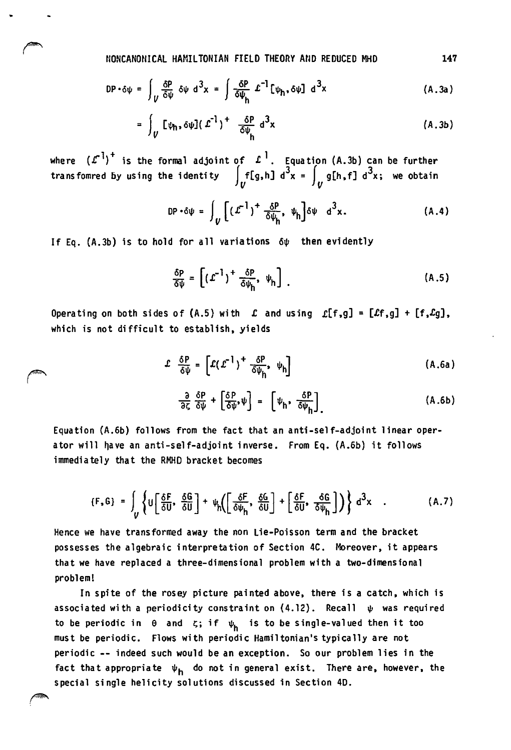$$DP\cdot\delta\psi = \int_V \frac{\delta P}{\delta\psi}\,\delta\psi\, d^3x = \int \frac{\delta P}{\delta\psi_h}\,\mathcal{L}^{-1}[\psi_h,\delta\psi]\, d^3x \tag{A.3a}$$

$$= \int_V [\psi_h,\delta\psi](\mathcal{L}^{-1})^+ \frac{\delta P}{\delta\psi_h}\, d^3x \tag{A.3b}$$

where $(\mathcal{L}^{-1})^+$ is the formal adjoint of $\mathcal{L}^{1}$. Equation (A.3b) can be further transfomred by using the identity $\int_V f[g,h]\, d^3x = \int_V g[h,f]\, d^3x$; we obtain

$$DP\cdot\delta\psi = \int_V \left[(\mathcal{L}^{-1})^+ \frac{\delta P}{\delta\psi_h},\ \psi_h\right]\delta\psi\ d^3x. \tag{A.4}$$

If Eq. (A.3b) is to hold for all variations $\delta\psi$ then evidently

$$\frac{\delta P}{\delta\psi} = \left[(\mathcal{L}^{-1})^+ \frac{\delta P}{\delta\psi_h},\ \psi_h\right]. \tag{A.5}$$

Operating on both sides of (A.5) with $\mathcal{L}$ and using $\mathcal{L}[f,g] = [\mathcal{L}f,g] + [f,\mathcal{L}g]$, which is not difficult to establish, yields

$$\mathcal{L}\ \frac{\delta P}{\delta\psi} = \left[\mathcal{L}(\mathcal{L}^{-1})^+ \frac{\delta P}{\delta\psi_h},\ \psi_h\right] \tag{A.6a}$$

$$\frac{\partial}{\partial\zeta}\frac{\delta P}{\delta\psi} + \left[\frac{\delta P}{\delta\psi},\psi\right] = \left[\psi_h,\ \frac{\delta P}{\delta\psi_h}\right]. \tag{A.6b}$$

Equation (A.6b) follows from the fact that an anti-self-adjoint linear operator will have an anti-self-adjoint inverse. From Eq. (A.6b) it follows immediately that the RMHD bracket becomes

$$\{F,G\} = \int_V \left\{ U\left[\frac{\delta F}{\delta U},\ \frac{\delta G}{\delta U}\right] + \psi_h\left(\left[\frac{\delta F}{\delta\psi_h},\ \frac{\delta G}{\delta U}\right] + \left[\frac{\delta F}{\delta U},\ \frac{\delta G}{\delta\psi_h}\right]\right)\right\} d^3x\ . \tag{A.7}$$

Hence we have transformed away the non Lie-Poisson term and the bracket possesses the algebraic interpretation of Section 4C. Moreover, it appears that we have replaced a three-dimensional problem with a two-dimensional problem!

In spite of the rosey picture painted above, there is a catch, which is associated with a periodicity constraint on (4.12). Recall $\psi$ was required to be periodic in $\theta$ and $\zeta$; if $\psi_h$ is to be single-valued then it too must be periodic. Flows with periodic Hamiltonian's typically are not periodic -- indeed such would be an exception. So our problem lies in the fact that appropriate $\psi_h$ do not in general exist. There are, however, the special single helicity solutions discussed in Section 4D.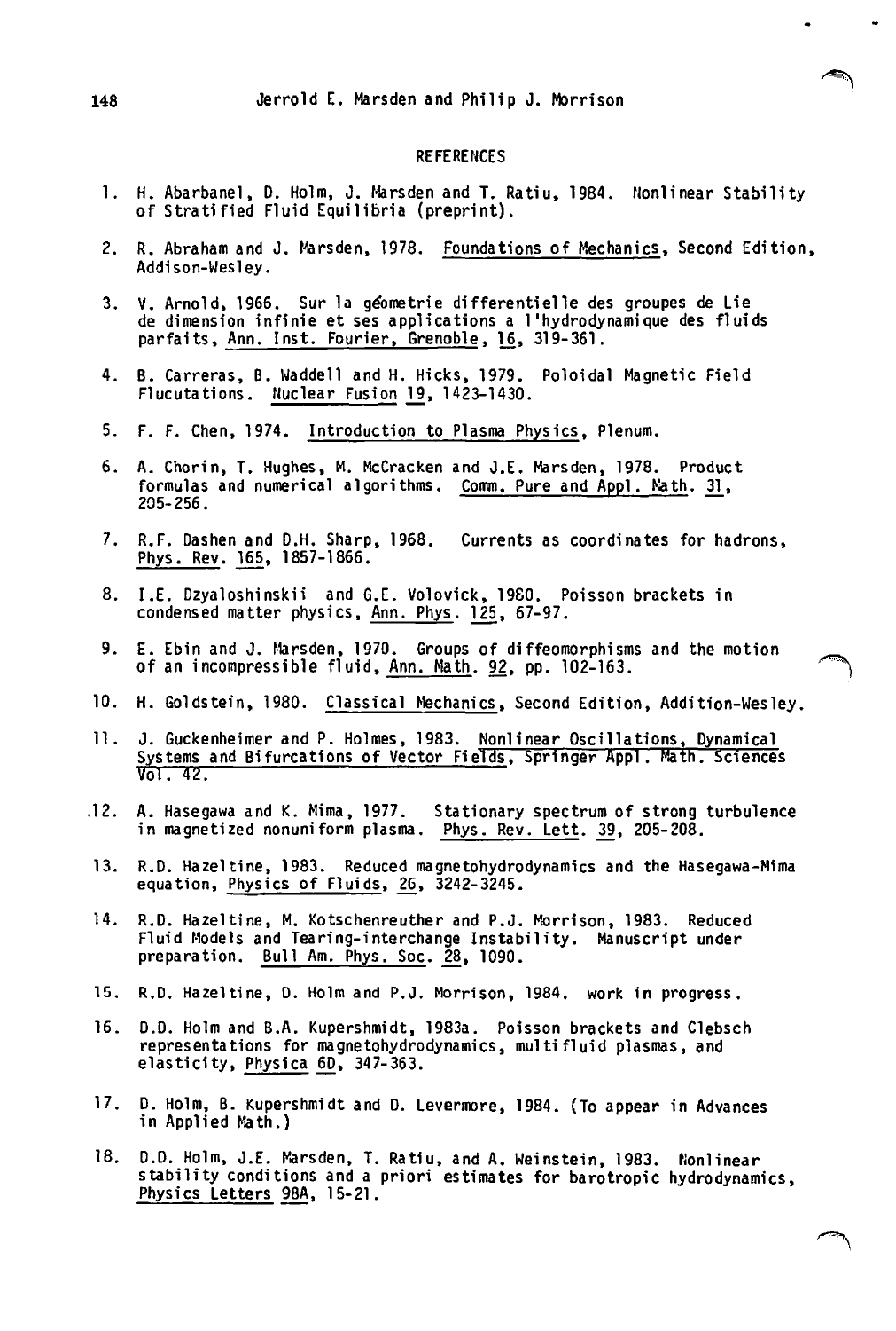## REFERENCES

1. H. Abarbanel, D. Holm, J. Marsden and T. Ratiu, 1984. Nonlinear Stability of Stratified Fluid Equilibria (preprint).

2. R. Abraham and J. Marsden, 1978. Foundations of Mechanics, Second Edition, Addison-Wesley.

3. V. Arnold, 1966. Sur la géometrie differentielle des groupes de Lie de dimension infinie et ses applications a l'hydrodynamique des fluids parfaits, Ann. Inst. Fourier, Grenoble, 16, 319-361.

4. B. Carreras, B. Waddell and H. Hicks, 1979. Poloidal Magnetic Field Flucutations. Nuclear Fusion 19, 1423-1430.

5. F. F. Chen, 1974. Introduction to Plasma Physics, Plenum.

6. A. Chorin, T. Hughes, M. McCracken and J.E. Marsden, 1978. Product formulas and numerical algorithms. Comm. Pure and Appl. Math. 31, 205-256.

7. R.F. Dashen and D.H. Sharp, 1968. Currents as coordinates for hadrons, Phys. Rev. 165, 1857-1866.

8. I.E. Dzyaloshinskii and G.E. Volovick, 1980. Poisson brackets in condensed matter physics, Ann. Phys. 125, 67-97.

9. E. Ebin and J. Marsden, 1970. Groups of diffeomorphisms and the motion of an incompressible fluid, Ann. Math. 92, pp. 102-163.

10. H. Goldstein, 1980. Classical Mechanics, Second Edition, Addition-Wesley.

11. J. Guckenheimer and P. Holmes, 1983. Nonlinear Oscillations, Dynamical Systems and Bifurcations of Vector Fields, Springer Appl. Math. Sciences Vol. 42.

12. A. Hasegawa and K. Mima, 1977. Stationary spectrum of strong turbulence in magnetized nonuniform plasma. Phys. Rev. Lett. 39, 205-208.

13. R.D. Hazeltine, 1983. Reduced magnetohydrodynamics and the Hasegawa-Mima equation, Physics of Fluids, 26, 3242-3245.

14. R.D. Hazeltine, M. Kotschenreuther and P.J. Morrison, 1983. Reduced Fluid Models and Tearing-interchange Instability. Manuscript under preparation. Bull Am. Phys. Soc. 28, 1090.

15. R.D. Hazeltine, D. Holm and P.J. Morrison, 1984. work in progress.

16. D.D. Holm and B.A. Kupershmidt, 1983a. Poisson brackets and Clebsch representations for magnetohydrodynamics, multifluid plasmas, and elasticity, Physica 6D, 347-363.

17. D. Holm, B. Kupershmidt and D. Levermore, 1984. (To appear in Advances in Applied Math.)

18. D.D. Holm, J.E. Marsden, T. Ratiu, and A. Weinstein, 1983. Nonlinear stability conditions and a priori estimates for barotropic hydrodynamics, Physics Letters 98A, 15-21.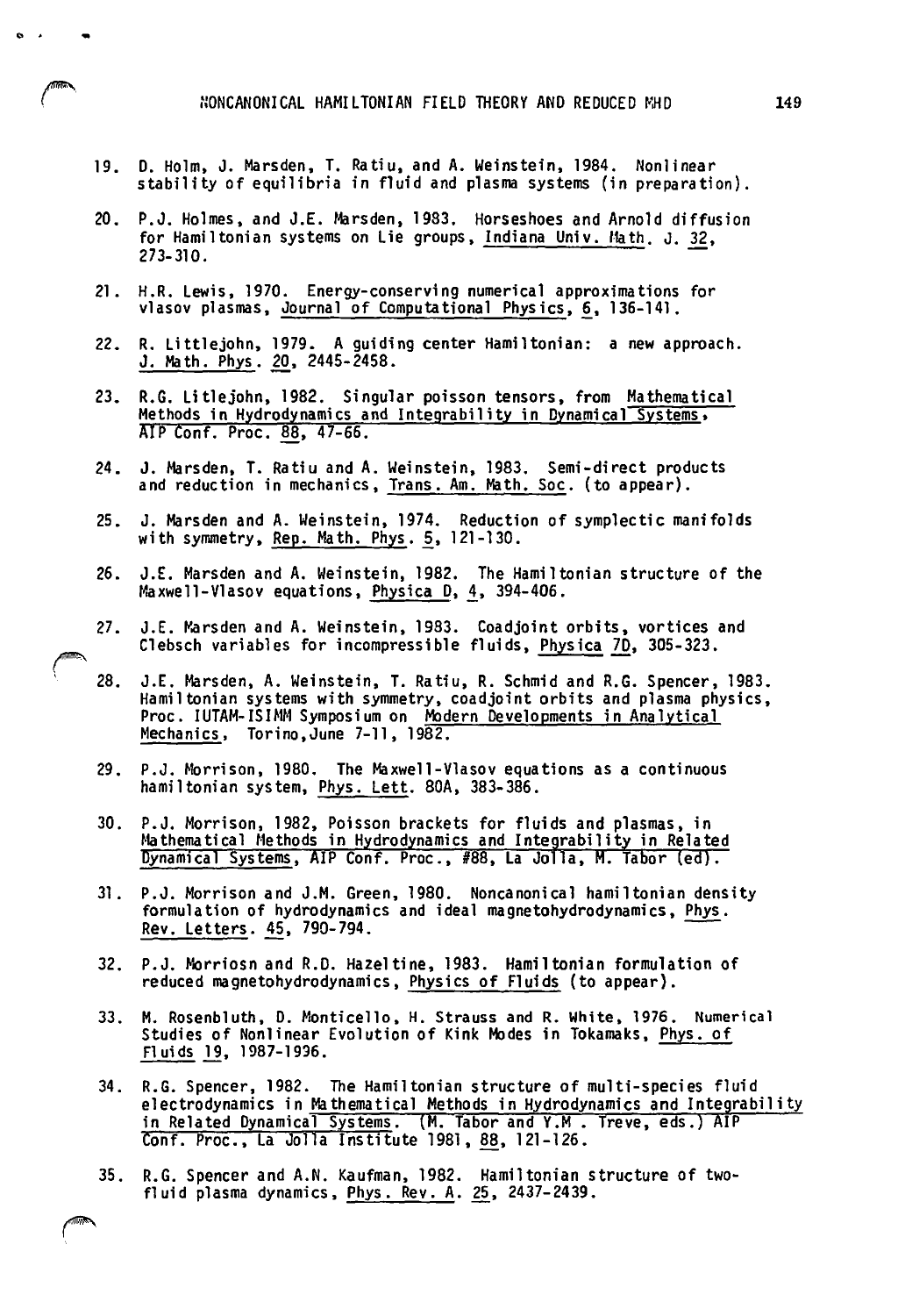19. D. Holm, J. Marsden, T. Ratiu, and A. Weinstein, 1984. Nonlinear stability of equilibria in fluid and plasma systems (in preparation).

20. P.J. Holmes, and J.E. Marsden, 1983. Horseshoes and Arnold diffusion for Hamiltonian systems on Lie groups, Indiana Univ. Math. J. 32, 273-310.

21. H.R. Lewis, 1970. Energy-conserving numerical approximations for vlasov plasmas, Journal of Computational Physics, 6, 136-141.

22. R. Littlejohn, 1979. A guiding center Hamiltonian: a new approach. J. Math. Phys. 20, 2445-2458.

23. R.G. Litlejohn, 1982. Singular poisson tensors, from Mathematical Methods in Hydrodynamics and Integrability in Dynamical Systems, AIP Conf. Proc. 88, 47-66.

24. J. Marsden, T. Ratiu and A. Weinstein, 1983. Semi-direct products and reduction in mechanics, Trans. Am. Math. Soc. (to appear).

25. J. Marsden and A. Weinstein, 1974. Reduction of symplectic manifolds with symmetry, Rep. Math. Phys. 5, 121-130.

26. J.E. Marsden and A. Weinstein, 1982. The Hamiltonian structure of the Maxwell-Vlasov equations, Physica D, 4, 394-406.

27. J.E. Marsden and A. Weinstein, 1983. Coadjoint orbits, vortices and Clebsch variables for incompressible fluids, Physica 7D, 305-323.

28. J.E. Marsden, A. Weinstein, T. Ratiu, R. Schmid and R.G. Spencer, 1983. Hamiltonian systems with symmetry, coadjoint orbits and plasma physics, Proc. IUTAM-ISIMM Symposium on Modern Developments in Analytical Mechanics, Torino, June 7-11, 1982.

29. P.J. Morrison, 1980. The Maxwell-Vlasov equations as a continuous hamiltonian system, Phys. Lett. 80A, 383-386.

30. P.J. Morrison, 1982, Poisson brackets for fluids and plasmas, in Mathematical Methods in Hydrodynamics and Integrability in Related Dynamical Systems, AIP Conf. Proc., #88, La Jolla, M. Tabor (ed).

31. P.J. Morrison and J.M. Green, 1980. Noncanonical hamiltonian density formulation of hydrodynamics and ideal magnetohydrodynamics, Phys. Rev. Letters. 45, 790-794.

32. P.J. Morriosn and R.D. Hazeltine, 1983. Hamiltonian formulation of reduced magnetohydrodynamics, Physics of Fluids (to appear).

33. M. Rosenbluth, D. Monticello, H. Strauss and R. White, 1976. Numerical Studies of Nonlinear Evolution of Kink Modes in Tokamaks, Phys. of Fluids 19, 1987-1996.

34. R.G. Spencer, 1982. The Hamiltonian structure of multi-species fluid electrodynamics in Mathematical Methods in Hydrodynamics and Integrability in Related Dynamical Systems. (M. Tabor and Y.M . Treve, eds.) AIP Conf. Proc., La Jolla Institute 1981, 88, 121-126.

35. R.G. Spencer and A.N. Kaufman, 1982. Hamiltonian structure of two-fluid plasma dynamics, Phys. Rev. A. 25, 2437-2439.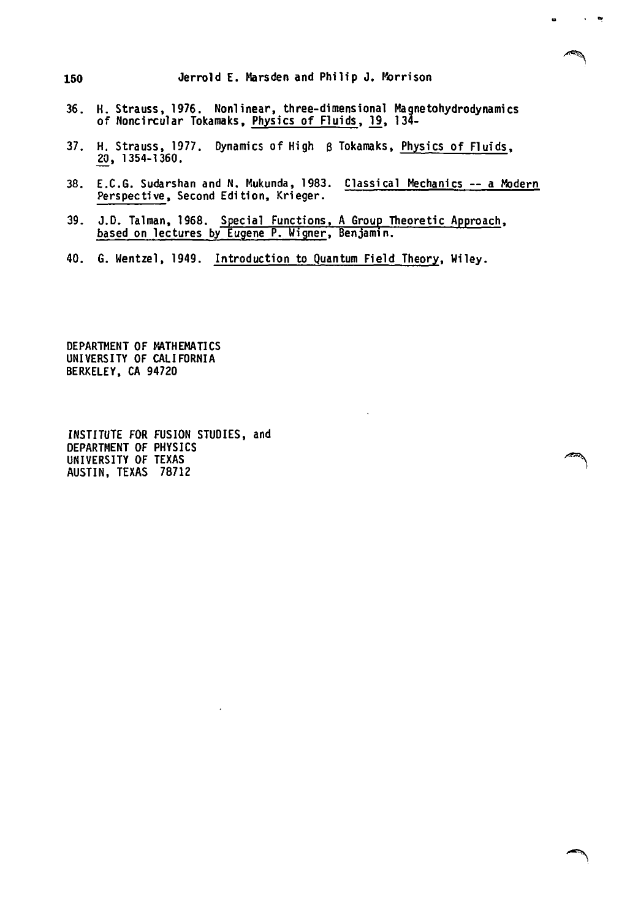36. H. Strauss, 1976. Nonlinear, three-dimensional Magnetohydrodynamics of Noncircular Tokamaks, Physics of Fluids, 19, 134-

37. H. Strauss, 1977. Dynamics of High $\beta$ Tokamaks, Physics of Fluids, 20, 1354-1360.

38. E.C.G. Sudarshan and N. Mukunda, 1983. Classical Mechanics -- a Modern Perspective, Second Edition, Krieger.

39. J.D. Talman, 1968. Special Functions, A Group Theoretic Approach, based on lectures by Eugene P. Wigner, Benjamin.

40. G. Wentzel, 1949. Introduction to Quantum Field Theory, Wiley.

DEPARTMENT OF MATHEMATICS
UNIVERSITY OF CALIFORNIA
BERKELEY, CA 94720

INSTITUTE FOR FUSION STUDIES, and
DEPARTMENT OF PHYSICS
UNIVERSITY OF TEXAS
AUSTIN, TEXAS 78712